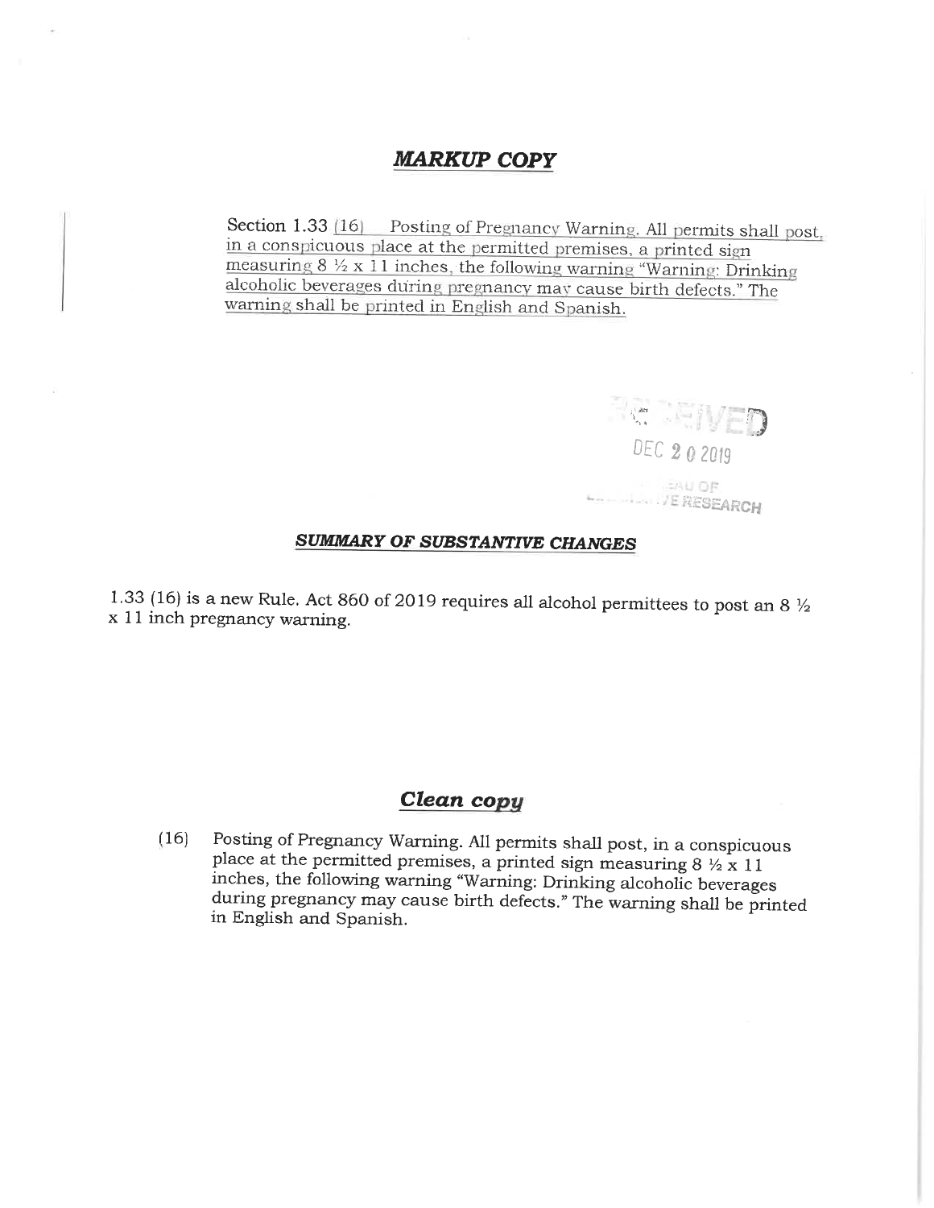## ***MARKUP COPY***

Section 1.33 (16) Posting of Pregnancy Warning. All permits shall post, in a conspicuous place at the permitted premises, a printed sign measuring 8 ½ x 11 inches, the following warning "Warning: Drinking alcoholic beverages during pregnancy may cause birth defects." The warning shall be printed in English and Spanish.

RECEIVED
DEC 20 2019
BUREAU OF
LEGISLATIVE RESEARCH

### ***SUMMARY OF SUBSTANTIVE CHANGES***

1.33 (16) is a new Rule. Act 860 of 2019 requires all alcohol permittees to post an 8 ½ x 11 inch pregnancy warning.

## ***Clean copy***

(16) Posting of Pregnancy Warning. All permits shall post, in a conspicuous place at the permitted premises, a printed sign measuring 8 ½ x 11 inches, the following warning "Warning: Drinking alcoholic beverages during pregnancy may cause birth defects." The warning shall be printed in English and Spanish.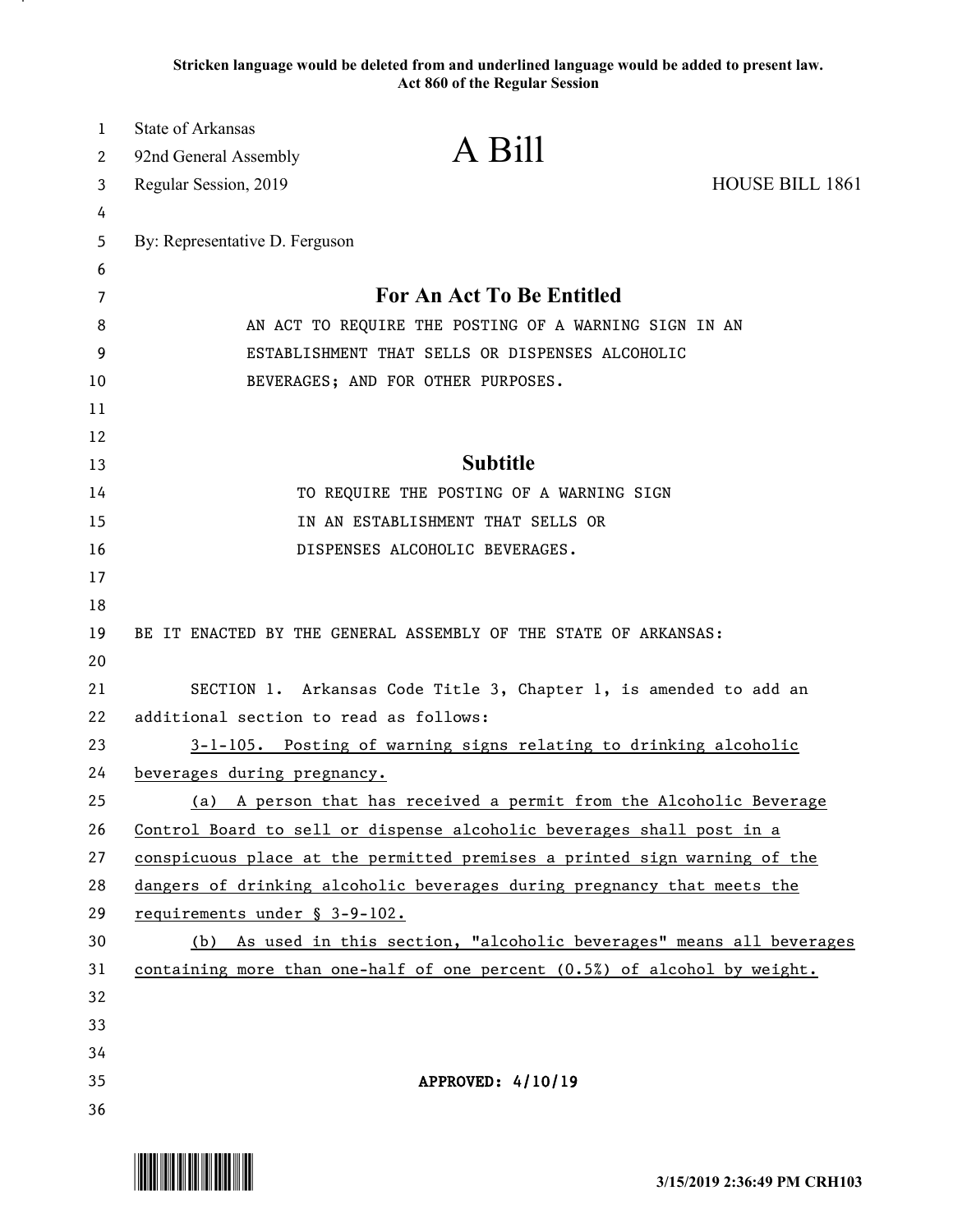**Stricken language would be deleted from and underlined language would be added to present law.**
**Act 860 of the Regular Session**

State of Arkansas
92nd General Assembly
Regular Session, 2019

# A Bill

HOUSE BILL 1861

By: Representative D. Ferguson

## For An Act To Be Entitled

AN ACT TO REQUIRE THE POSTING OF A WARNING SIGN IN AN ESTABLISHMENT THAT SELLS OR DISPENSES ALCOHOLIC BEVERAGES; AND FOR OTHER PURPOSES.

## Subtitle

TO REQUIRE THE POSTING OF A WARNING SIGN IN AN ESTABLISHMENT THAT SELLS OR DISPENSES ALCOHOLIC BEVERAGES.

BE IT ENACTED BY THE GENERAL ASSEMBLY OF THE STATE OF ARKANSAS:

SECTION 1. Arkansas Code Title 3, Chapter 1, is amended to add an additional section to read as follows:

3-1-105. Posting of warning signs relating to drinking alcoholic beverages during pregnancy.

(a) A person that has received a permit from the Alcoholic Beverage Control Board to sell or dispense alcoholic beverages shall post in a conspicuous place at the permitted premises a printed sign warning of the dangers of drinking alcoholic beverages during pregnancy that meets the requirements under § 3-9-102.

(b) As used in this section, "alcoholic beverages" means all beverages containing more than one-half of one percent (0.5%) of alcohol by weight.

**APPROVED: 4/10/19**

3/15/2019 2:36:49 PM CRH103